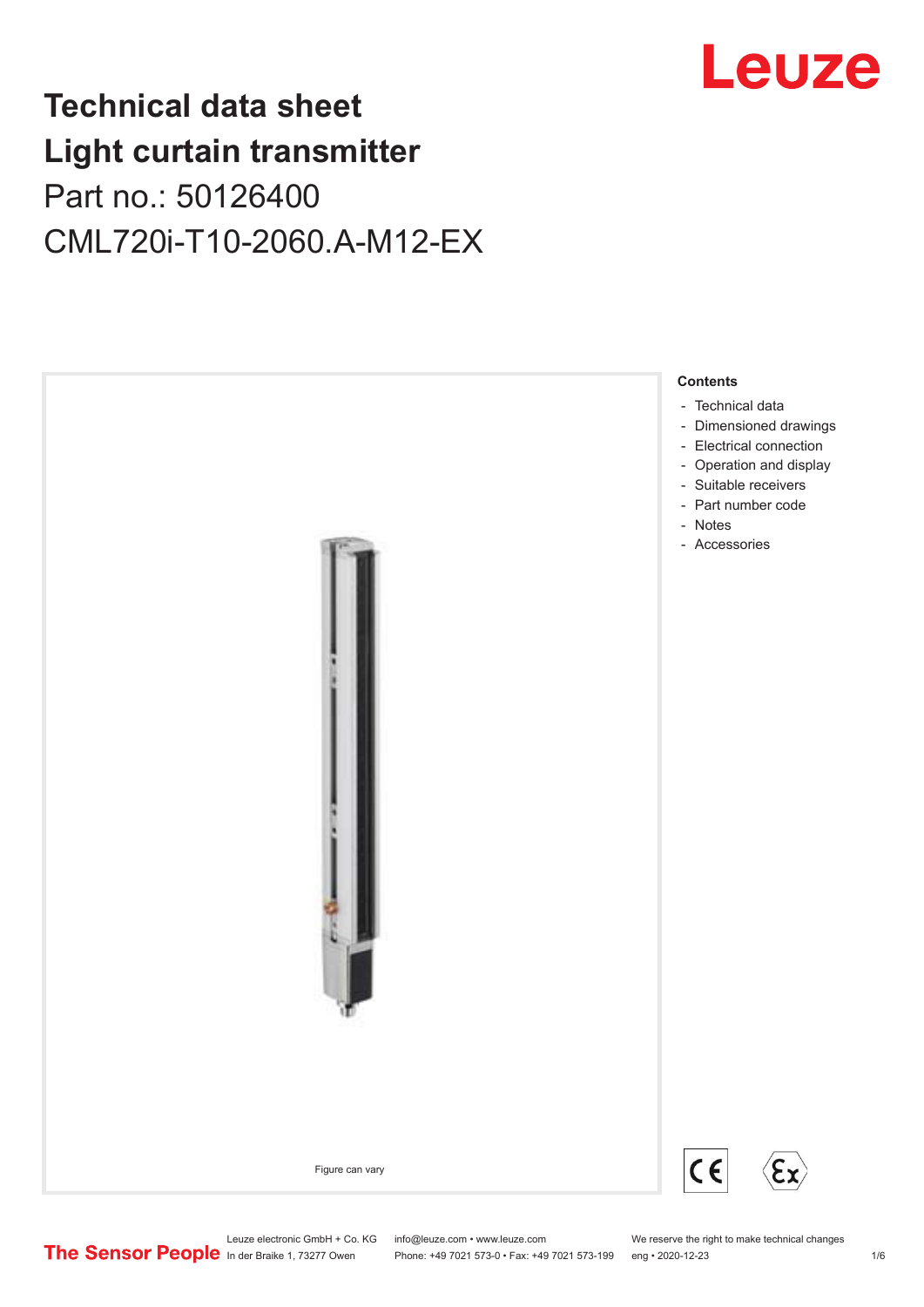# Technical data sheet
# Light curtain transmitter

Part no.: 50126400

CML720i-T10-2060.A-M12-EX

Figure can vary

**Contents**

- Technical data
- Dimensioned drawings
- Electrical connection
- Operation and display
- Suitable receivers
- Part number code
- Notes
- Accessories

Leuze electronic GmbH + Co. KG
In der Braike 1, 73277 Owen

info@leuze.com • www.leuze.com
Phone: +49 7021 573-0 • Fax: +49 7021 573-199

We reserve the right to make technical changes
eng • 2020-12-23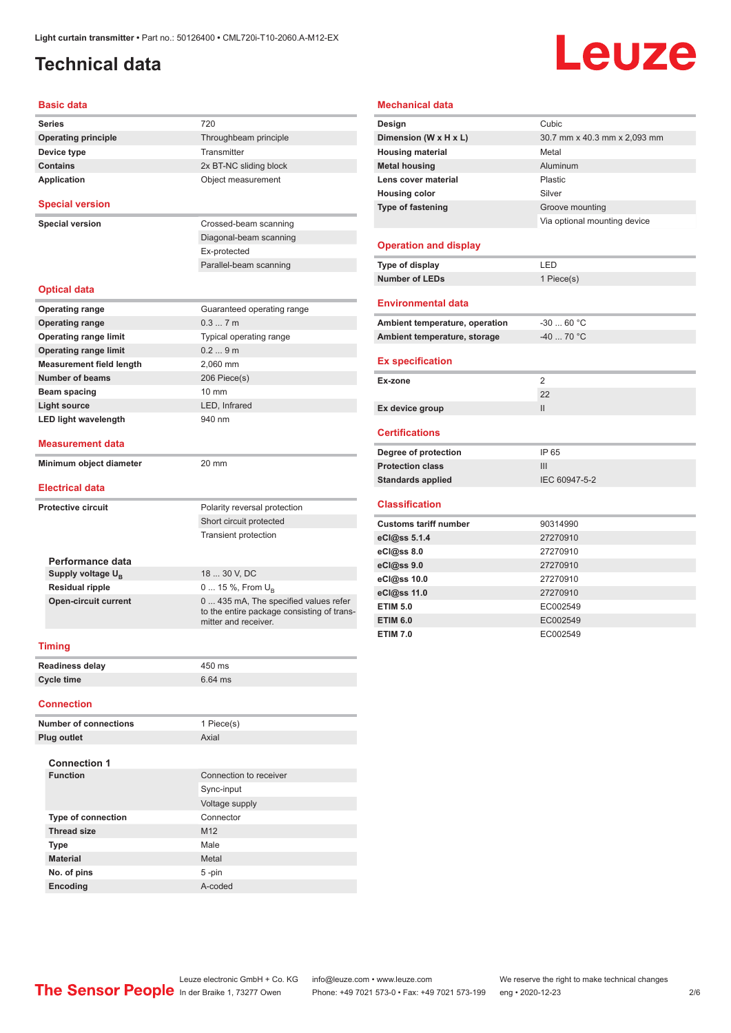# Technical data

## Basic data

| | |
|---|---|
| **Series** | 720 |
| **Operating principle** | Throughbeam principle |
| **Device type** | Transmitter |
| **Contains** | 2x BT-NC sliding block |
| **Application** | Object measurement |

## Special version

| | |
|---|---|
| **Special version** | Crossed-beam scanning |
| | Diagonal-beam scanning |
| | Ex-protected |
| | Parallel-beam scanning |

## Optical data

| | |
|---|---|
| **Operating range** | Guaranteed operating range |
| **Operating range** | 0.3 ... 7 m |
| **Operating range limit** | Typical operating range |
| **Operating range limit** | 0.2 ... 9 m |
| **Measurement field length** | 2,060 mm |
| **Number of beams** | 206 Piece(s) |
| **Beam spacing** | 10 mm |
| **Light source** | LED, Infrared |
| **LED light wavelength** | 940 nm |

## Measurement data

| | |
|---|---|
| **Minimum object diameter** | 20 mm |

## Electrical data

| | |
|---|---|
| **Protective circuit** | Polarity reversal protection |
| | Short circuit protected |
| | Transient protection |

### Performance data

| | |
|---|---|
| **Supply voltage $U_B$** | 18 ... 30 V, DC |
| **Residual ripple** | 0 ... 15 %, From $U_B$ |
| **Open-circuit current** | 0 ... 435 mA, The specified values refer to the entire package consisting of transmitter and receiver. |

## Timing

| | |
|---|---|
| **Readiness delay** | 450 ms |
| **Cycle time** | 6.64 ms |

## Connection

| | |
|---|---|
| **Number of connections** | 1 Piece(s) |
| **Plug outlet** | Axial |

### Connection 1

| | |
|---|---|
| **Function** | Connection to receiver |
| | Sync-input |
| | Voltage supply |
| **Type of connection** | Connector |
| **Thread size** | M12 |
| **Type** | Male |
| **Material** | Metal |
| **No. of pins** | 5 -pin |
| **Encoding** | A-coded |

## Mechanical data

| | |
|---|---|
| **Design** | Cubic |
| **Dimension (W x H x L)** | 30.7 mm x 40.3 mm x 2,093 mm |
| **Housing material** | Metal |
| **Metal housing** | Aluminum |
| **Lens cover material** | Plastic |
| **Housing color** | Silver |
| **Type of fastening** | Groove mounting |
| | Via optional mounting device |

## Operation and display

| | |
|---|---|
| **Type of display** | LED |
| **Number of LEDs** | 1 Piece(s) |

## Environmental data

| | |
|---|---|
| **Ambient temperature, operation** | -30 ... 60 °C |
| **Ambient temperature, storage** | -40 ... 70 °C |

## Ex specification

| | |
|---|---|
| **Ex-zone** | 2 |
| | 22 |
| **Ex device group** | II |

## Certifications

| | |
|---|---|
| **Degree of protection** | IP 65 |
| **Protection class** | III |
| **Standards applied** | IEC 60947-5-2 |

## Classification

| | |
|---|---|
| **Customs tariff number** | 90314990 |
| **eCl@ss 5.1.4** | 27270910 |
| **eCl@ss 8.0** | 27270910 |
| **eCl@ss 9.0** | 27270910 |
| **eCl@ss 10.0** | 27270910 |
| **eCl@ss 11.0** | 27270910 |
| **ETIM 5.0** | EC002549 |
| **ETIM 6.0** | EC002549 |
| **ETIM 7.0** | EC002549 |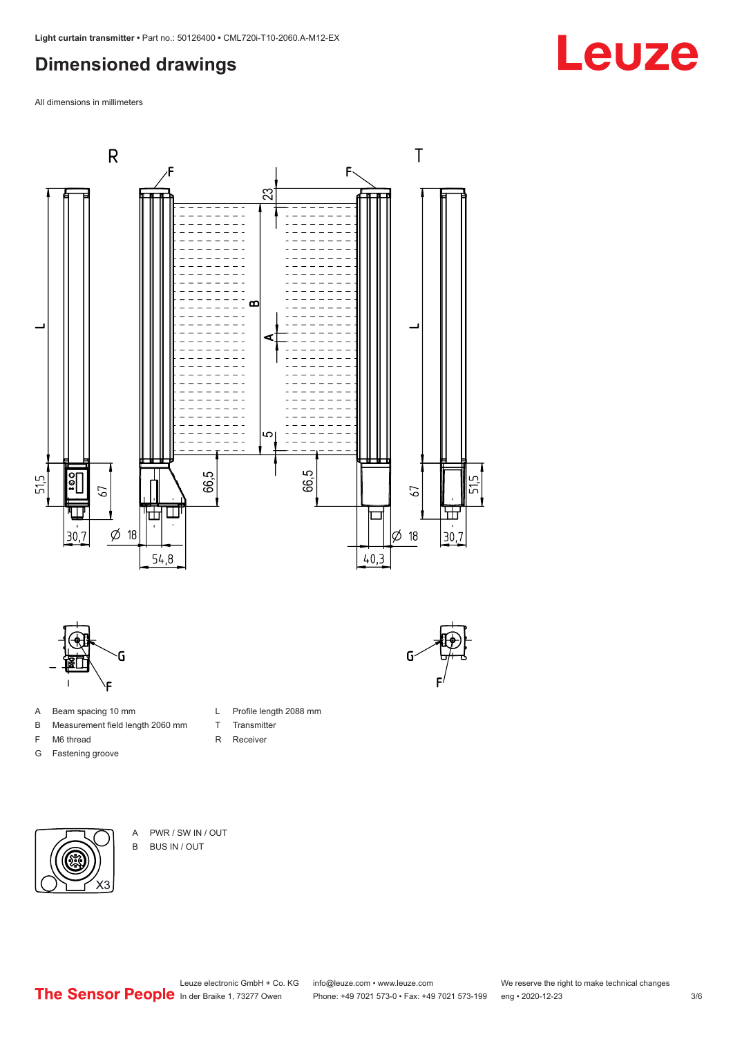# Dimensioned drawings

All dimensions in millimeters

A Beam spacing 10 mm
B Measurement field length 2060 mm
F M6 thread
G Fastening groove
L Profile length 2088 mm
T Transmitter
R Receiver

A PWR / SW IN / OUT
B BUS IN / OUT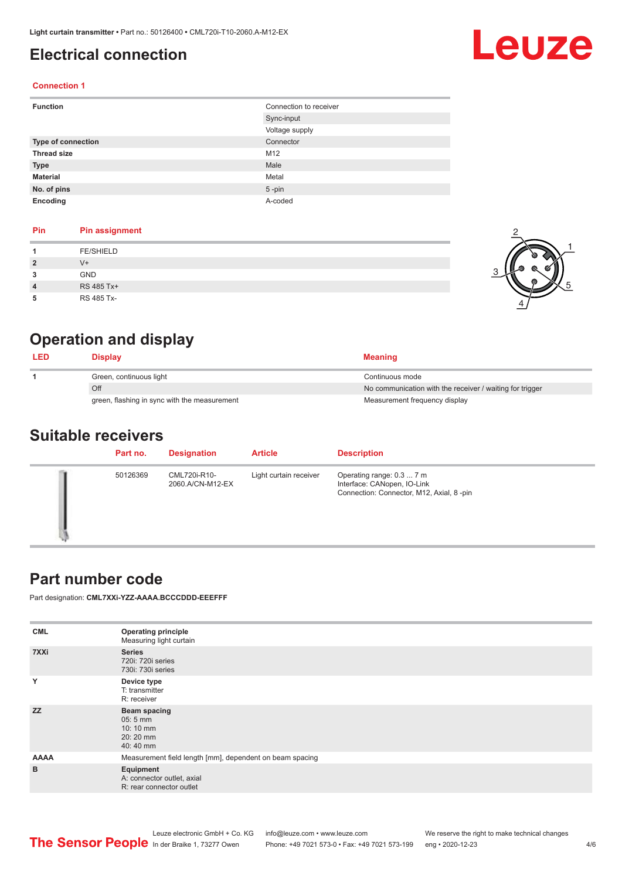# Electrical connection

## Connection 1

| Function | Connection to receiver |
|---|---|
| | Sync-input |
| | Voltage supply |
| Type of connection | Connector |
| Thread size | M12 |
| Type | Male |
| Material | Metal |
| No. of pins | 5 -pin |
| Encoding | A-coded |

| Pin | Pin assignment |
|---|---|
| 1 | FE/SHIELD |
| 2 | V+ |
| 3 | GND |
| 4 | RS 485 Tx+ |
| 5 | RS 485 Tx- |

# Operation and display

| LED | Display | Meaning |
|---|---|---|
| 1 | Green, continuous light | Continuous mode |
| | Off | No communication with the receiver / waiting for trigger |
| | green, flashing in sync with the measurement | Measurement frequency display |

# Suitable receivers

| Part no. | Designation | Article | Description |
|---|---|---|---|
| 50126369 | CML720i-R10-2060.A/CN-M12-EX | Light curtain receiver | Operating range: 0.3 ... 7 m<br>Interface: CANopen, IO-Link<br>Connection: Connector, M12, Axial, 8 -pin |

# Part number code

Part designation: **CML7XXi-YZZ-AAAA.BCCCDDD-EEEFFF**

| | |
|---|---|
| **CML** | **Operating principle**<br>Measuring light curtain |
| **7XXi** | **Series**<br>720i: 720i series<br>730i: 730i series |
| **Y** | **Device type**<br>T: transmitter<br>R: receiver |
| **ZZ** | **Beam spacing**<br>05: 5 mm<br>10: 10 mm<br>20: 20 mm<br>40: 40 mm |
| **AAAA** | Measurement field length [mm], dependent on beam spacing |
| **B** | **Equipment**<br>A: connector outlet, axial<br>R: rear connector outlet |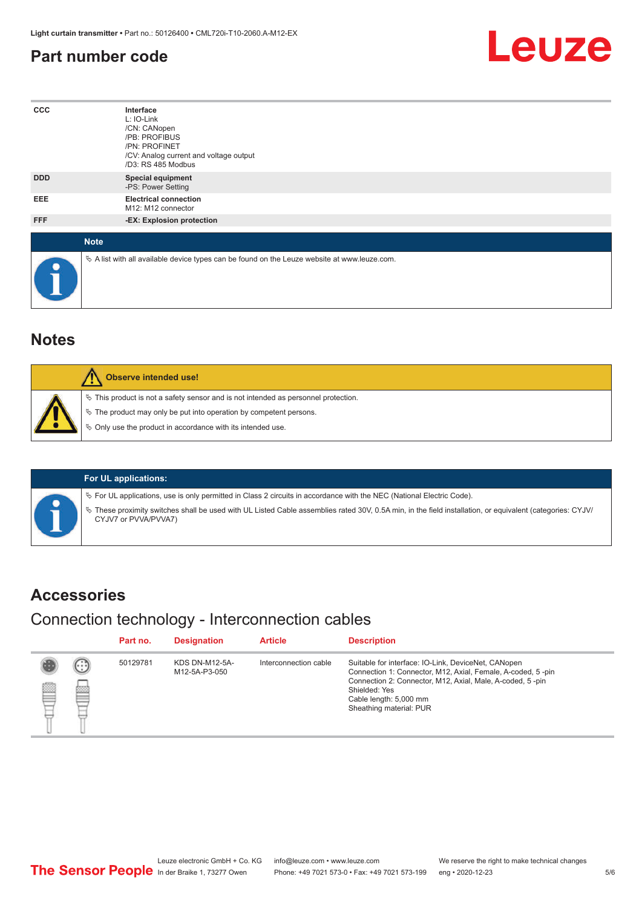## Part number code

| | |
|---|---|
| CCC | **Interface**<br>L: IO-Link<br>/CN: CANopen<br>/PB: PROFIBUS<br>/PN: PROFINET<br>/CV: Analog current and voltage output<br>/D3: RS 485 Modbus |
| DDD | **Special equipment**<br>-PS: Power Setting |
| EEE | **Electrical connection**<br>M12: M12 connector |
| FFF | **-EX: Explosion protection** |

**Note**

- A list with all available device types can be found on the Leuze website at www.leuze.com.

## Notes

**Observe intended use!**

- This product is not a safety sensor and is not intended as personnel protection.
- The product may only be put into operation by competent persons.
- Only use the product in accordance with its intended use.

**For UL applications:**

- For UL applications, use is only permitted in Class 2 circuits in accordance with the NEC (National Electric Code).
- These proximity switches shall be used with UL Listed Cable assemblies rated 30V, 0.5A min, in the field installation, or equivalent (categories: CYJV/CYJV7 or PVVA/PVVA7)

## Accessories

### Connection technology - Interconnection cables

| Part no. | Designation | Article | Description |
|---|---|---|---|
| 50129781 | KDS DN-M12-5A-M12-5A-P3-050 | Interconnection cable | Suitable for interface: IO-Link, DeviceNet, CANopen<br>Connection 1: Connector, M12, Axial, Female, A-coded, 5 -pin<br>Connection 2: Connector, M12, Axial, Male, A-coded, 5 -pin<br>Shielded: Yes<br>Cable length: 5,000 mm<br>Sheathing material: PUR |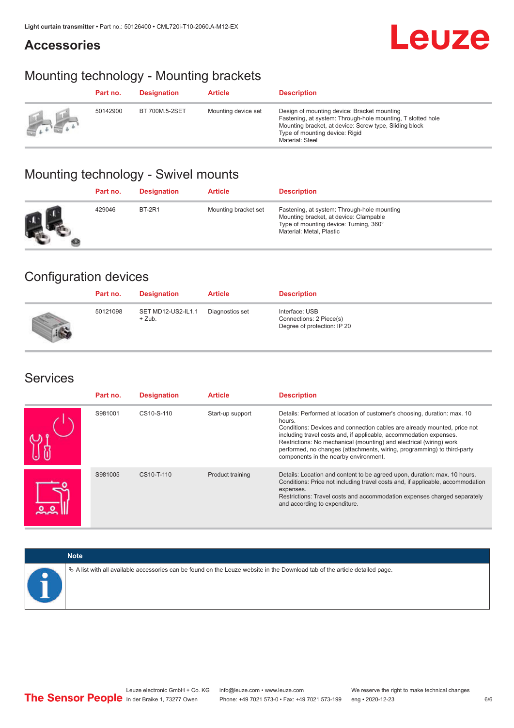# Accessories

## Mounting technology - Mounting brackets

| | Part no. | Designation | Article | Description |
|---|---|---|---|---|
| | 50142900 | BT 700M.5-2SET | Mounting device set | Design of mounting device: Bracket mounting<br>Fastening, at system: Through-hole mounting, T slotted hole<br>Mounting bracket, at device: Screw type, Sliding block<br>Type of mounting device: Rigid<br>Material: Steel |

## Mounting technology - Swivel mounts

| | Part no. | Designation | Article | Description |
|---|---|---|---|---|
| | 429046 | BT-2R1 | Mounting bracket set | Fastening, at system: Through-hole mounting<br>Mounting bracket, at device: Clampable<br>Type of mounting device: Turning, 360°<br>Material: Metal, Plastic |

## Configuration devices

| | Part no. | Designation | Article | Description |
|---|---|---|---|---|
| | 50121098 | SET MD12-US2-IL1.1 + Zub. | Diagnostics set | Interface: USB<br>Connections: 2 Piece(s)<br>Degree of protection: IP 20 |

## Services

| | Part no. | Designation | Article | Description |
|---|---|---|---|---|
| | S981001 | CS10-S-110 | Start-up support | Details: Performed at location of customer's choosing, duration: max. 10 hours.<br>Conditions: Devices and connection cables are already mounted, price not including travel costs and, if applicable, accommodation expenses.<br>Restrictions: No mechanical (mounting) and electrical (wiring) work performed, no changes (attachments, wiring, programming) to third-party components in the nearby environment. |
| | S981005 | CS10-T-110 | Product training | Details: Location and content to be agreed upon, duration: max. 10 hours.<br>Conditions: Price not including travel costs and, if applicable, accommodation expenses.<br>Restrictions: Travel costs and accommodation expenses charged separately and according to expenditure. |

**Note**

↳ A list with all available accessories can be found on the Leuze website in the Download tab of the article detailed page.